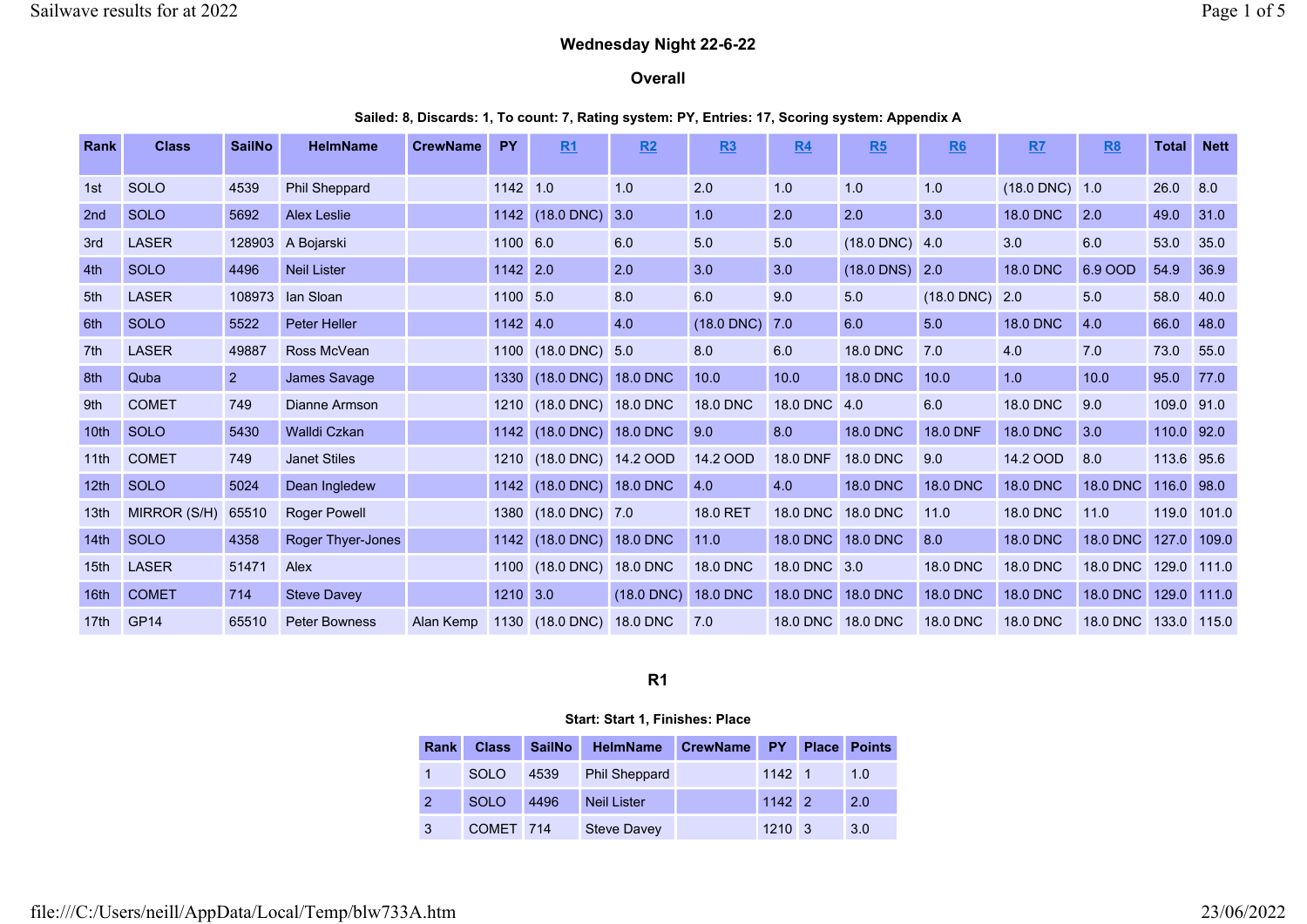## Wednesday Night 22-6-22

### Overall

**Sailed: 8, Discards: 1, To count: 7, Rating system: PY, Entries: 17, Scoring system: Appendix A**

| Rank | Class | SailNo | HelmName | CrewName | PY | R1 | R2 | R3 | R4 | R5 | R6 | R7 | R8 | Total | Nett |
|---|---|---|---|---|---|---|---|---|---|---|---|---|---|---|---|
| 1st | SOLO | 4539 | Phil Sheppard | | 1142 | 1.0 | 1.0 | 2.0 | 1.0 | 1.0 | 1.0 | (18.0 DNC) | 1.0 | 26.0 | 8.0 |
| 2nd | SOLO | 5692 | Alex Leslie | | 1142 | (18.0 DNC) | 3.0 | 1.0 | 2.0 | 2.0 | 3.0 | 18.0 DNC | 2.0 | 49.0 | 31.0 |
| 3rd | LASER | 128903 | A Bojarski | | 1100 | 6.0 | 6.0 | 5.0 | 5.0 | (18.0 DNC) | 4.0 | 3.0 | 6.0 | 53.0 | 35.0 |
| 4th | SOLO | 4496 | Neil Lister | | 1142 | 2.0 | 2.0 | 3.0 | 3.0 | (18.0 DNS) | 2.0 | 18.0 DNC | 6.9 OOD | 54.9 | 36.9 |
| 5th | LASER | 108973 | Ian Sloan | | 1100 | 5.0 | 8.0 | 6.0 | 9.0 | 5.0 | (18.0 DNC) | 2.0 | 5.0 | 58.0 | 40.0 |
| 6th | SOLO | 5522 | Peter Heller | | 1142 | 4.0 | 4.0 | (18.0 DNC) | 7.0 | 6.0 | 5.0 | 18.0 DNC | 4.0 | 66.0 | 48.0 |
| 7th | LASER | 49887 | Ross McVean | | 1100 | (18.0 DNC) | 5.0 | 8.0 | 6.0 | 18.0 DNC | 7.0 | 4.0 | 7.0 | 73.0 | 55.0 |
| 8th | Quba | 2 | James Savage | | 1330 | (18.0 DNC) | 18.0 DNC | 10.0 | 10.0 | 18.0 DNC | 10.0 | 1.0 | 10.0 | 95.0 | 77.0 |
| 9th | COMET | 749 | Dianne Armson | | 1210 | (18.0 DNC) | 18.0 DNC | 18.0 DNC | 18.0 DNC | 4.0 | 6.0 | 18.0 DNC | 9.0 | 109.0 | 91.0 |
| 10th | SOLO | 5430 | Walldi Czkan | | 1142 | (18.0 DNC) | 18.0 DNC | 9.0 | 8.0 | 18.0 DNC | 18.0 DNF | 18.0 DNC | 3.0 | 110.0 | 92.0 |
| 11th | COMET | 749 | Janet Stiles | | 1210 | (18.0 DNC) | 14.2 OOD | 14.2 OOD | 18.0 DNF | 18.0 DNC | 9.0 | 14.2 OOD | 8.0 | 113.6 | 95.6 |
| 12th | SOLO | 5024 | Dean Ingledew | | 1142 | (18.0 DNC) | 18.0 DNC | 4.0 | 4.0 | 18.0 DNC | 18.0 DNC | 18.0 DNC | 18.0 DNC | 116.0 | 98.0 |
| 13th | MIRROR (S/H) | 65510 | Roger Powell | | 1380 | (18.0 DNC) | 7.0 | 18.0 RET | 18.0 DNC | 18.0 DNC | 11.0 | 18.0 DNC | 11.0 | 119.0 | 101.0 |
| 14th | SOLO | 4358 | Roger Thyer-Jones | | 1142 | (18.0 DNC) | 18.0 DNC | 11.0 | 18.0 DNC | 18.0 DNC | 8.0 | 18.0 DNC | 18.0 DNC | 127.0 | 109.0 |
| 15th | LASER | 51471 | Alex | | 1100 | (18.0 DNC) | 18.0 DNC | 18.0 DNC | 18.0 DNC | 3.0 | 18.0 DNC | 18.0 DNC | 18.0 DNC | 129.0 | 111.0 |
| 16th | COMET | 714 | Steve Davey | | 1210 | 3.0 | (18.0 DNC) | 18.0 DNC | 18.0 DNC | 18.0 DNC | 18.0 DNC | 18.0 DNC | 18.0 DNC | 129.0 | 111.0 |
| 17th | GP14 | 65510 | Peter Bowness | Alan Kemp | 1130 | (18.0 DNC) | 18.0 DNC | 7.0 | 18.0 DNC | 18.0 DNC | 18.0 DNC | 18.0 DNC | 18.0 DNC | 133.0 | 115.0 |

### R1

**Start: Start 1, Finishes: Place**

| Rank | Class | SailNo | HelmName | CrewName | PY | Place | Points |
|---|---|---|---|---|---|---|---|
| 1 | SOLO | 4539 | Phil Sheppard | | 1142 | 1 | 1.0 |
| 2 | SOLO | 4496 | Neil Lister | | 1142 | 2 | 2.0 |
| 3 | COMET | 714 | Steve Davey | | 1210 | 3 | 3.0 |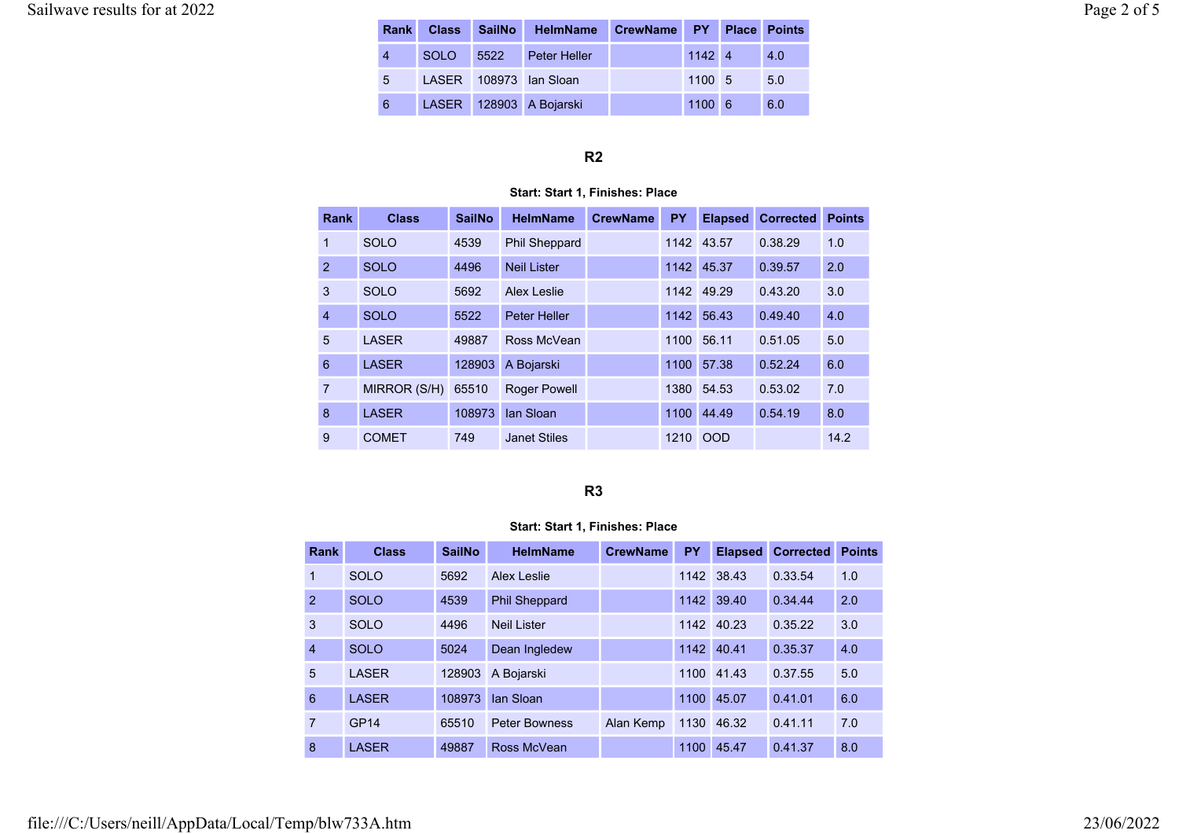| Rank | Class | SailNo | HelmName | CrewName | PY | Place | Points |
|---|---|---|---|---|---|---|---|
| 4 | SOLO | 5522 | Peter Heller | | 1142 | 4 | 4.0 |
| 5 | LASER | 108973 | Ian Sloan | | 1100 | 5 | 5.0 |
| 6 | LASER | 128903 | A Bojarski | | 1100 | 6 | 6.0 |

### R2

**Start: Start 1, Finishes: Place**

| Rank | Class | SailNo | HelmName | CrewName | PY | Elapsed | Corrected | Points |
|---|---|---|---|---|---|---|---|---|
| 1 | SOLO | 4539 | Phil Sheppard | | 1142 | 43.57 | 0.38.29 | 1.0 |
| 2 | SOLO | 4496 | Neil Lister | | 1142 | 45.37 | 0.39.57 | 2.0 |
| 3 | SOLO | 5692 | Alex Leslie | | 1142 | 49.29 | 0.43.20 | 3.0 |
| 4 | SOLO | 5522 | Peter Heller | | 1142 | 56.43 | 0.49.40 | 4.0 |
| 5 | LASER | 49887 | Ross McVean | | 1100 | 56.11 | 0.51.05 | 5.0 |
| 6 | LASER | 128903 | A Bojarski | | 1100 | 57.38 | 0.52.24 | 6.0 |
| 7 | MIRROR (S/H) | 65510 | Roger Powell | | 1380 | 54.53 | 0.53.02 | 7.0 |
| 8 | LASER | 108973 | Ian Sloan | | 1100 | 44.49 | 0.54.19 | 8.0 |
| 9 | COMET | 749 | Janet Stiles | | 1210 | OOD | | 14.2 |

### R3

**Start: Start 1, Finishes: Place**

| Rank | Class | SailNo | HelmName | CrewName | PY | Elapsed | Corrected | Points |
|---|---|---|---|---|---|---|---|---|
| 1 | SOLO | 5692 | Alex Leslie | | 1142 | 38.43 | 0.33.54 | 1.0 |
| 2 | SOLO | 4539 | Phil Sheppard | | 1142 | 39.40 | 0.34.44 | 2.0 |
| 3 | SOLO | 4496 | Neil Lister | | 1142 | 40.23 | 0.35.22 | 3.0 |
| 4 | SOLO | 5024 | Dean Ingledew | | 1142 | 40.41 | 0.35.37 | 4.0 |
| 5 | LASER | 128903 | A Bojarski | | 1100 | 41.43 | 0.37.55 | 5.0 |
| 6 | LASER | 108973 | Ian Sloan | | 1100 | 45.07 | 0.41.01 | 6.0 |
| 7 | GP14 | 65510 | Peter Bowness | Alan Kemp | 1130 | 46.32 | 0.41.11 | 7.0 |
| 8 | LASER | 49887 | Ross McVean | | 1100 | 45.47 | 0.41.37 | 8.0 |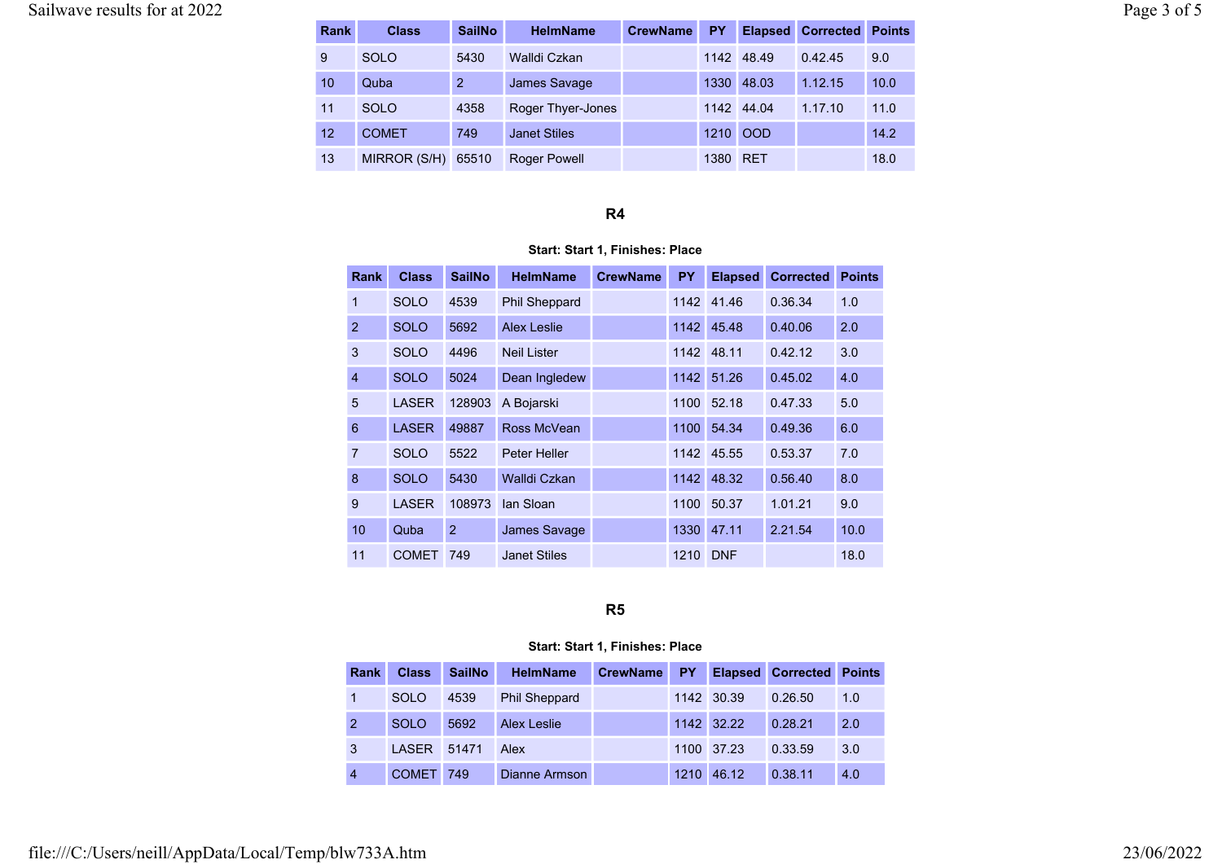| Rank | Class | SailNo | HelmName | CrewName | PY | Elapsed | Corrected | Points |
|---|---|---|---|---|---|---|---|---|
| 9 | SOLO | 5430 | Walldi Czkan | | 1142 | 48.49 | 0.42.45 | 9.0 |
| 10 | Quba | 2 | James Savage | | 1330 | 48.03 | 1.12.15 | 10.0 |
| 11 | SOLO | 4358 | Roger Thyer-Jones | | 1142 | 44.04 | 1.17.10 | 11.0 |
| 12 | COMET | 749 | Janet Stiles | | 1210 | OOD | | 14.2 |
| 13 | MIRROR (S/H) | 65510 | Roger Powell | | 1380 | RET | | 18.0 |

### R4

**Start: Start 1, Finishes: Place**

| Rank | Class | SailNo | HelmName | CrewName | PY | Elapsed | Corrected | Points |
|---|---|---|---|---|---|---|---|---|
| 1 | SOLO | 4539 | Phil Sheppard | | 1142 | 41.46 | 0.36.34 | 1.0 |
| 2 | SOLO | 5692 | Alex Leslie | | 1142 | 45.48 | 0.40.06 | 2.0 |
| 3 | SOLO | 4496 | Neil Lister | | 1142 | 48.11 | 0.42.12 | 3.0 |
| 4 | SOLO | 5024 | Dean Ingledew | | 1142 | 51.26 | 0.45.02 | 4.0 |
| 5 | LASER | 128903 | A Bojarski | | 1100 | 52.18 | 0.47.33 | 5.0 |
| 6 | LASER | 49887 | Ross McVean | | 1100 | 54.34 | 0.49.36 | 6.0 |
| 7 | SOLO | 5522 | Peter Heller | | 1142 | 45.55 | 0.53.37 | 7.0 |
| 8 | SOLO | 5430 | Walldi Czkan | | 1142 | 48.32 | 0.56.40 | 8.0 |
| 9 | LASER | 108973 | Ian Sloan | | 1100 | 50.37 | 1.01.21 | 9.0 |
| 10 | Quba | 2 | James Savage | | 1330 | 47.11 | 2.21.54 | 10.0 |
| 11 | COMET | 749 | Janet Stiles | | 1210 | DNF | | 18.0 |

### R5

**Start: Start 1, Finishes: Place**

| Rank | Class | SailNo | HelmName | CrewName | PY | Elapsed | Corrected | Points |
|---|---|---|---|---|---|---|---|---|
| 1 | SOLO | 4539 | Phil Sheppard | | 1142 | 30.39 | 0.26.50 | 1.0 |
| 2 | SOLO | 5692 | Alex Leslie | | 1142 | 32.22 | 0.28.21 | 2.0 |
| 3 | LASER | 51471 | Alex | | 1100 | 37.23 | 0.33.59 | 3.0 |
| 4 | COMET | 749 | Dianne Armson | | 1210 | 46.12 | 0.38.11 | 4.0 |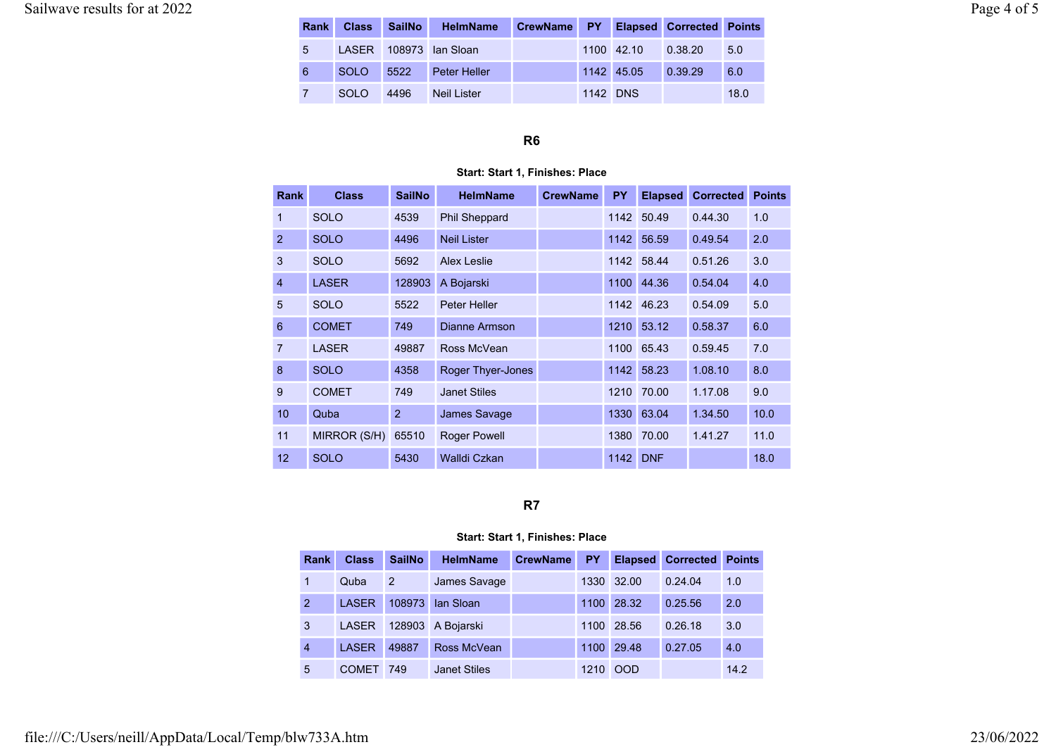| Rank | Class | SailNo | HelmName | CrewName | PY | Elapsed | Corrected | Points |
|---|---|---|---|---|---|---|---|---|
| 5 | LASER | 108973 | Ian Sloan | | 1100 | 42.10 | 0.38.20 | 5.0 |
| 6 | SOLO | 5522 | Peter Heller | | 1142 | 45.05 | 0.39.29 | 6.0 |
| 7 | SOLO | 4496 | Neil Lister | | 1142 | DNS | | 18.0 |

### R6

**Start: Start 1, Finishes: Place**

| Rank | Class | SailNo | HelmName | CrewName | PY | Elapsed | Corrected | Points |
|---|---|---|---|---|---|---|---|---|
| 1 | SOLO | 4539 | Phil Sheppard | | 1142 | 50.49 | 0.44.30 | 1.0 |
| 2 | SOLO | 4496 | Neil Lister | | 1142 | 56.59 | 0.49.54 | 2.0 |
| 3 | SOLO | 5692 | Alex Leslie | | 1142 | 58.44 | 0.51.26 | 3.0 |
| 4 | LASER | 128903 | A Bojarski | | 1100 | 44.36 | 0.54.04 | 4.0 |
| 5 | SOLO | 5522 | Peter Heller | | 1142 | 46.23 | 0.54.09 | 5.0 |
| 6 | COMET | 749 | Dianne Armson | | 1210 | 53.12 | 0.58.37 | 6.0 |
| 7 | LASER | 49887 | Ross McVean | | 1100 | 65.43 | 0.59.45 | 7.0 |
| 8 | SOLO | 4358 | Roger Thyer-Jones | | 1142 | 58.23 | 1.08.10 | 8.0 |
| 9 | COMET | 749 | Janet Stiles | | 1210 | 70.00 | 1.17.08 | 9.0 |
| 10 | Quba | 2 | James Savage | | 1330 | 63.04 | 1.34.50 | 10.0 |
| 11 | MIRROR (S/H) | 65510 | Roger Powell | | 1380 | 70.00 | 1.41.27 | 11.0 |
| 12 | SOLO | 5430 | Walldi Czkan | | 1142 | DNF | | 18.0 |

### R7

**Start: Start 1, Finishes: Place**

| Rank | Class | SailNo | HelmName | CrewName | PY | Elapsed | Corrected | Points |
|---|---|---|---|---|---|---|---|---|
| 1 | Quba | 2 | James Savage | | 1330 | 32.00 | 0.24.04 | 1.0 |
| 2 | LASER | 108973 | Ian Sloan | | 1100 | 28.32 | 0.25.56 | 2.0 |
| 3 | LASER | 128903 | A Bojarski | | 1100 | 28.56 | 0.26.18 | 3.0 |
| 4 | LASER | 49887 | Ross McVean | | 1100 | 29.48 | 0.27.05 | 4.0 |
| 5 | COMET | 749 | Janet Stiles | | 1210 | OOD | | 14.2 |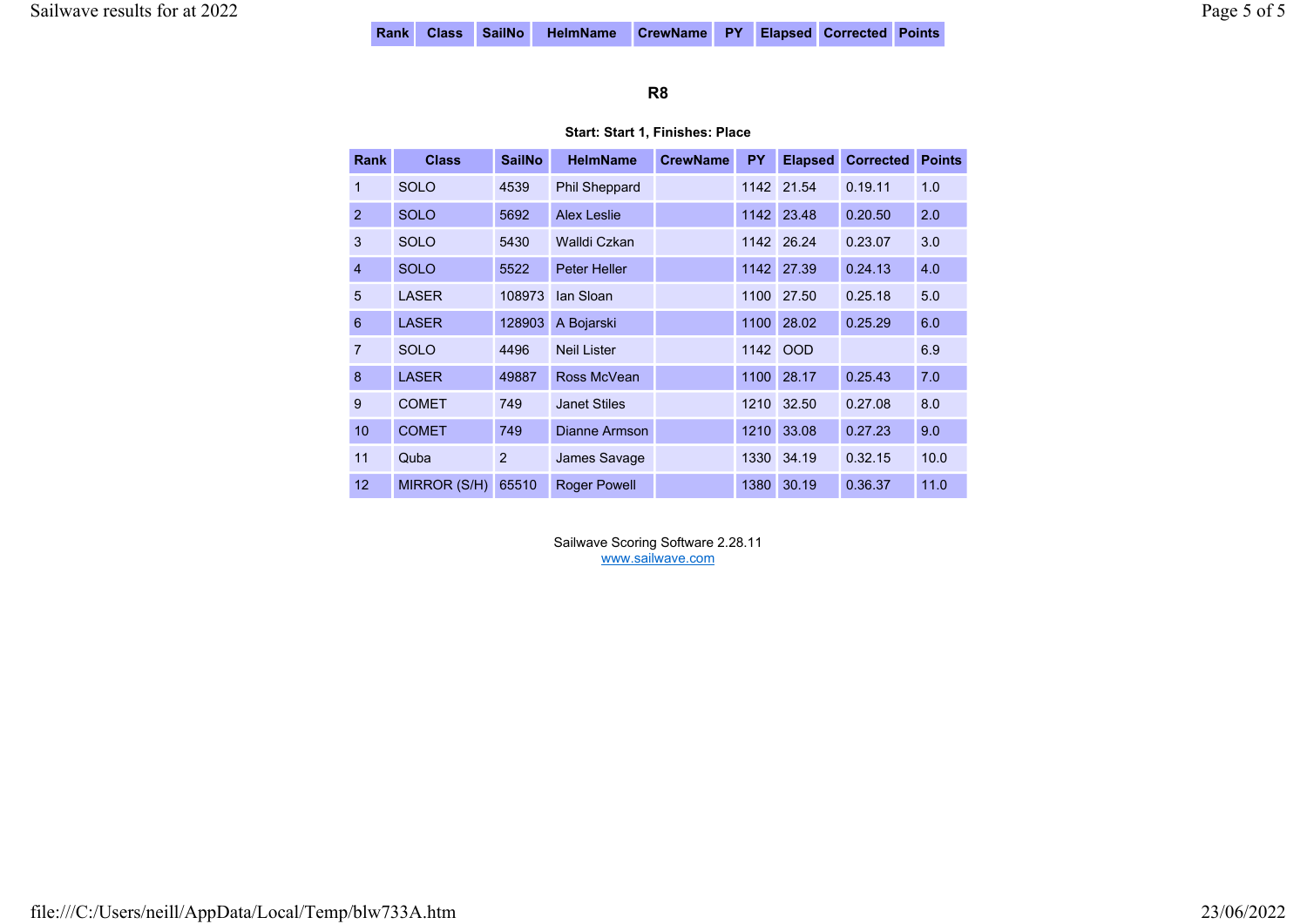| Rank | Class | SailNo | HelmName | CrewName | PY | Elapsed | Corrected | Points |
|---|---|---|---|---|---|---|---|---|

### R8

**Start: Start 1, Finishes: Place**

| Rank | Class | SailNo | HelmName | CrewName | PY | Elapsed | Corrected | Points |
|---|---|---|---|---|---|---|---|---|
| 1 | SOLO | 4539 | Phil Sheppard | | 1142 | 21.54 | 0.19.11 | 1.0 |
| 2 | SOLO | 5692 | Alex Leslie | | 1142 | 23.48 | 0.20.50 | 2.0 |
| 3 | SOLO | 5430 | Walldi Czkan | | 1142 | 26.24 | 0.23.07 | 3.0 |
| 4 | SOLO | 5522 | Peter Heller | | 1142 | 27.39 | 0.24.13 | 4.0 |
| 5 | LASER | 108973 | Ian Sloan | | 1100 | 27.50 | 0.25.18 | 5.0 |
| 6 | LASER | 128903 | A Bojarski | | 1100 | 28.02 | 0.25.29 | 6.0 |
| 7 | SOLO | 4496 | Neil Lister | | 1142 | OOD | | 6.9 |
| 8 | LASER | 49887 | Ross McVean | | 1100 | 28.17 | 0.25.43 | 7.0 |
| 9 | COMET | 749 | Janet Stiles | | 1210 | 32.50 | 0.27.08 | 8.0 |
| 10 | COMET | 749 | Dianne Armson | | 1210 | 33.08 | 0.27.23 | 9.0 |
| 11 | Quba | 2 | James Savage | | 1330 | 34.19 | 0.32.15 | 10.0 |
| 12 | MIRROR (S/H) | 65510 | Roger Powell | | 1380 | 30.19 | 0.36.37 | 11.0 |

Sailwave Scoring Software 2.28.11
www.sailwave.com